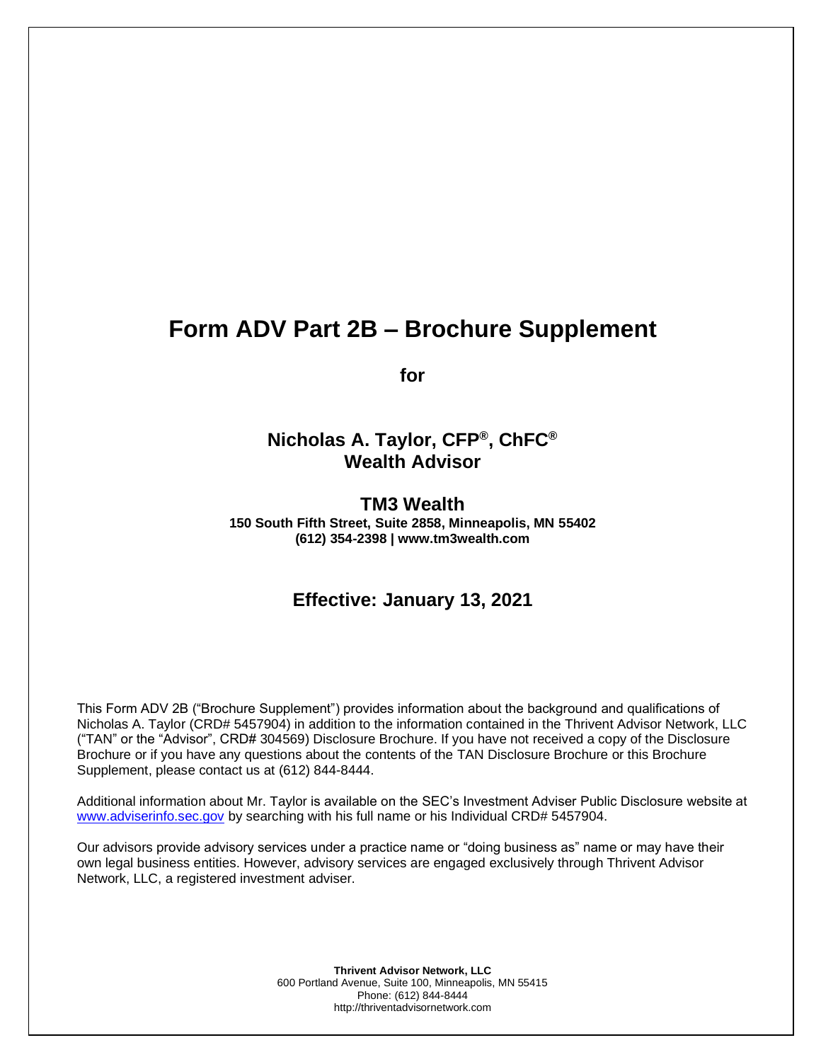# Form ADV Part 2B – Brochure Supplement

**for**

## Nicholas A. Taylor, CFP®, ChFC®
## Wealth Advisor

### TM3 Wealth

**150 South Fifth Street, Suite 2858, Minneapolis, MN 55402**
**(612) 354-2398 | www.tm3wealth.com**

### Effective: January 13, 2021

This Form ADV 2B ("Brochure Supplement") provides information about the background and qualifications of Nicholas A. Taylor (CRD# 5457904) in addition to the information contained in the Thrivent Advisor Network, LLC ("TAN" or the "Advisor", CRD# 304569) Disclosure Brochure. If you have not received a copy of the Disclosure Brochure or if you have any questions about the contents of the TAN Disclosure Brochure or this Brochure Supplement, please contact us at (612) 844-8444.

Additional information about Mr. Taylor is available on the SEC's Investment Adviser Public Disclosure website at www.adviserinfo.sec.gov by searching with his full name or his Individual CRD# 5457904.

Our advisors provide advisory services under a practice name or "doing business as" name or may have their own legal business entities. However, advisory services are engaged exclusively through Thrivent Advisor Network, LLC, a registered investment adviser.

**Thrivent Advisor Network, LLC**
600 Portland Avenue, Suite 100, Minneapolis, MN 55415
Phone: (612) 844-8444
http://thriventadvisornetwork.com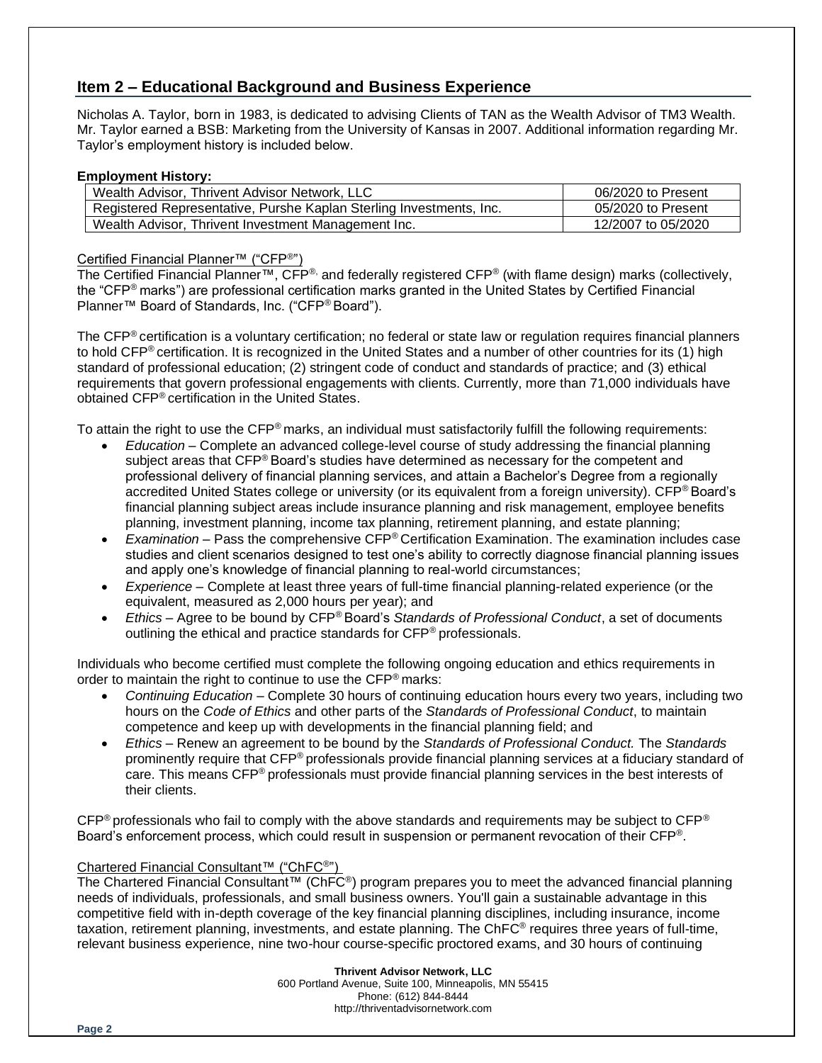## Item 2 – Educational Background and Business Experience

Nicholas A. Taylor, born in 1983, is dedicated to advising Clients of TAN as the Wealth Advisor of TM3 Wealth. Mr. Taylor earned a BSB: Marketing from the University of Kansas in 2007. Additional information regarding Mr. Taylor's employment history is included below.

**Employment History:**

| | |
|---|---|
| Wealth Advisor, Thrivent Advisor Network, LLC | 06/2020 to Present |
| Registered Representative, Purshe Kaplan Sterling Investments, Inc. | 05/2020 to Present |
| Wealth Advisor, Thrivent Investment Management Inc. | 12/2007 to 05/2020 |

Certified Financial Planner™ ("CFP®")

The Certified Financial Planner™, CFP®, and federally registered CFP® (with flame design) marks (collectively, the "CFP® marks") are professional certification marks granted in the United States by Certified Financial Planner™ Board of Standards, Inc. ("CFP® Board").

The CFP® certification is a voluntary certification; no federal or state law or regulation requires financial planners to hold CFP® certification. It is recognized in the United States and a number of other countries for its (1) high standard of professional education; (2) stringent code of conduct and standards of practice; and (3) ethical requirements that govern professional engagements with clients. Currently, more than 71,000 individuals have obtained CFP® certification in the United States.

To attain the right to use the CFP® marks, an individual must satisfactorily fulfill the following requirements:

- *Education* – Complete an advanced college-level course of study addressing the financial planning subject areas that CFP® Board's studies have determined as necessary for the competent and professional delivery of financial planning services, and attain a Bachelor's Degree from a regionally accredited United States college or university (or its equivalent from a foreign university). CFP® Board's financial planning subject areas include insurance planning and risk management, employee benefits planning, investment planning, income tax planning, retirement planning, and estate planning;
- *Examination* – Pass the comprehensive CFP® Certification Examination. The examination includes case studies and client scenarios designed to test one's ability to correctly diagnose financial planning issues and apply one's knowledge of financial planning to real-world circumstances;
- *Experience* – Complete at least three years of full-time financial planning-related experience (or the equivalent, measured as 2,000 hours per year); and
- *Ethics* – Agree to be bound by CFP® Board's *Standards of Professional Conduct*, a set of documents outlining the ethical and practice standards for CFP® professionals.

Individuals who become certified must complete the following ongoing education and ethics requirements in order to maintain the right to continue to use the CFP® marks:

- *Continuing Education* – Complete 30 hours of continuing education hours every two years, including two hours on the *Code of Ethics* and other parts of the *Standards of Professional Conduct*, to maintain competence and keep up with developments in the financial planning field; and
- *Ethics* – Renew an agreement to be bound by the *Standards of Professional Conduct.* The *Standards* prominently require that CFP® professionals provide financial planning services at a fiduciary standard of care. This means CFP® professionals must provide financial planning services in the best interests of their clients.

CFP® professionals who fail to comply with the above standards and requirements may be subject to CFP® Board's enforcement process, which could result in suspension or permanent revocation of their CFP®.

Chartered Financial Consultant™ ("ChFC®")

The Chartered Financial Consultant™ (ChFC®) program prepares you to meet the advanced financial planning needs of individuals, professionals, and small business owners. You'll gain a sustainable advantage in this competitive field with in-depth coverage of the key financial planning disciplines, including insurance, income taxation, retirement planning, investments, and estate planning. The ChFC® requires three years of full-time, relevant business experience, nine two-hour course-specific proctored exams, and 30 hours of continuing

**Thrivent Advisor Network, LLC**
600 Portland Avenue, Suite 100, Minneapolis, MN 55415
Phone: (612) 844-8444
http://thriventadvisornetwork.com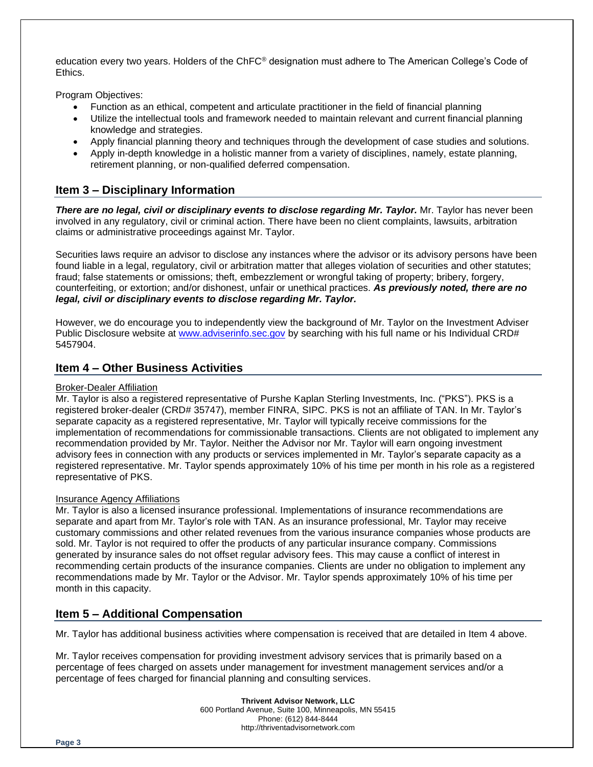education every two years. Holders of the ChFC® designation must adhere to The American College's Code of Ethics.

Program Objectives:

- Function as an ethical, competent and articulate practitioner in the field of financial planning
- Utilize the intellectual tools and framework needed to maintain relevant and current financial planning knowledge and strategies.
- Apply financial planning theory and techniques through the development of case studies and solutions.
- Apply in-depth knowledge in a holistic manner from a variety of disciplines, namely, estate planning, retirement planning, or non-qualified deferred compensation.

## Item 3 – Disciplinary Information

***There are no legal, civil or disciplinary events to disclose regarding Mr. Taylor.*** Mr. Taylor has never been involved in any regulatory, civil or criminal action. There have been no client complaints, lawsuits, arbitration claims or administrative proceedings against Mr. Taylor.

Securities laws require an advisor to disclose any instances where the advisor or its advisory persons have been found liable in a legal, regulatory, civil or arbitration matter that alleges violation of securities and other statutes; fraud; false statements or omissions; theft, embezzlement or wrongful taking of property; bribery, forgery, counterfeiting, or extortion; and/or dishonest, unfair or unethical practices. ***As previously noted, there are no legal, civil or disciplinary events to disclose regarding Mr. Taylor.***

However, we do encourage you to independently view the background of Mr. Taylor on the Investment Adviser Public Disclosure website at [www.adviserinfo.sec.gov](http://www.adviserinfo.sec.gov) by searching with his full name or his Individual CRD# 5457904.

## Item 4 – Other Business Activities

Broker-Dealer Affiliation

Mr. Taylor is also a registered representative of Purshe Kaplan Sterling Investments, Inc. ("PKS"). PKS is a registered broker-dealer (CRD# 35747), member FINRA, SIPC. PKS is not an affiliate of TAN. In Mr. Taylor's separate capacity as a registered representative, Mr. Taylor will typically receive commissions for the implementation of recommendations for commissionable transactions. Clients are not obligated to implement any recommendation provided by Mr. Taylor. Neither the Advisor nor Mr. Taylor will earn ongoing investment advisory fees in connection with any products or services implemented in Mr. Taylor's separate capacity as a registered representative. Mr. Taylor spends approximately 10% of his time per month in his role as a registered representative of PKS.

Insurance Agency Affiliations

Mr. Taylor is also a licensed insurance professional. Implementations of insurance recommendations are separate and apart from Mr. Taylor's role with TAN. As an insurance professional, Mr. Taylor may receive customary commissions and other related revenues from the various insurance companies whose products are sold. Mr. Taylor is not required to offer the products of any particular insurance company. Commissions generated by insurance sales do not offset regular advisory fees. This may cause a conflict of interest in recommending certain products of the insurance companies. Clients are under no obligation to implement any recommendations made by Mr. Taylor or the Advisor. Mr. Taylor spends approximately 10% of his time per month in this capacity.

## Item 5 – Additional Compensation

Mr. Taylor has additional business activities where compensation is received that are detailed in Item 4 above.

Mr. Taylor receives compensation for providing investment advisory services that is primarily based on a percentage of fees charged on assets under management for investment management services and/or a percentage of fees charged for financial planning and consulting services.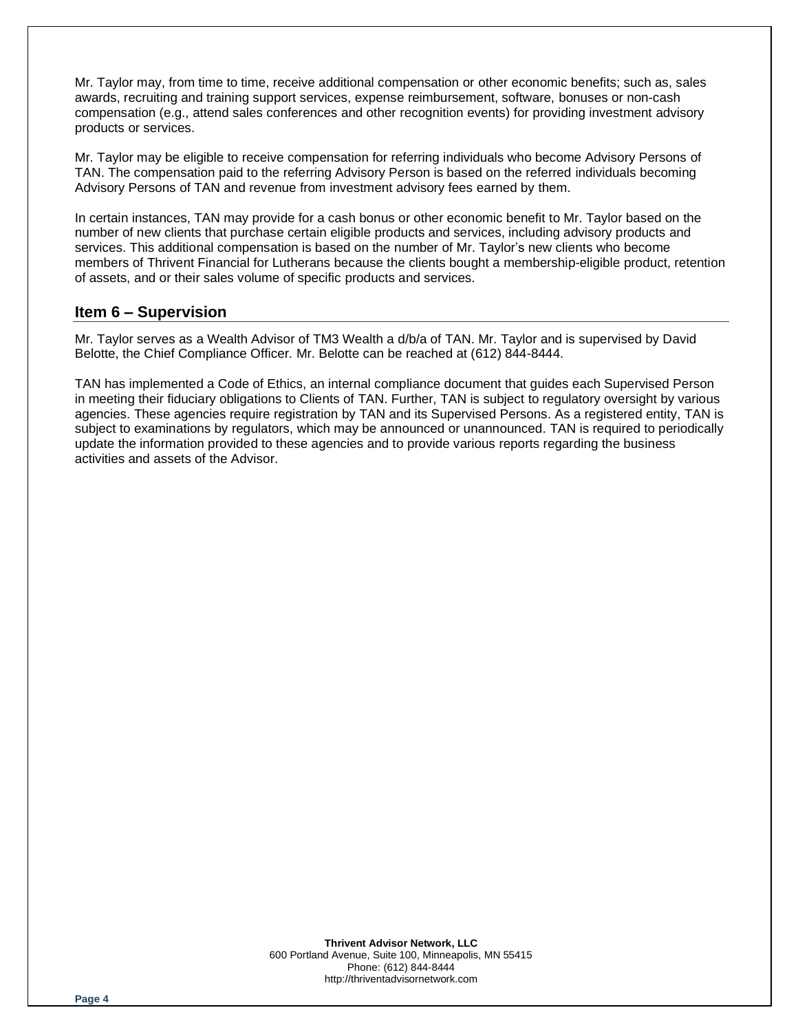Mr. Taylor may, from time to time, receive additional compensation or other economic benefits; such as, sales awards, recruiting and training support services, expense reimbursement, software, bonuses or non-cash compensation (e.g., attend sales conferences and other recognition events) for providing investment advisory products or services.

Mr. Taylor may be eligible to receive compensation for referring individuals who become Advisory Persons of TAN. The compensation paid to the referring Advisory Person is based on the referred individuals becoming Advisory Persons of TAN and revenue from investment advisory fees earned by them.

In certain instances, TAN may provide for a cash bonus or other economic benefit to Mr. Taylor based on the number of new clients that purchase certain eligible products and services, including advisory products and services. This additional compensation is based on the number of Mr. Taylor's new clients who become members of Thrivent Financial for Lutherans because the clients bought a membership-eligible product, retention of assets, and or their sales volume of specific products and services.

## Item 6 – Supervision

Mr. Taylor serves as a Wealth Advisor of TM3 Wealth a d/b/a of TAN. Mr. Taylor and is supervised by David Belotte, the Chief Compliance Officer. Mr. Belotte can be reached at (612) 844-8444.

TAN has implemented a Code of Ethics, an internal compliance document that guides each Supervised Person in meeting their fiduciary obligations to Clients of TAN. Further, TAN is subject to regulatory oversight by various agencies. These agencies require registration by TAN and its Supervised Persons. As a registered entity, TAN is subject to examinations by regulators, which may be announced or unannounced. TAN is required to periodically update the information provided to these agencies and to provide various reports regarding the business activities and assets of the Advisor.